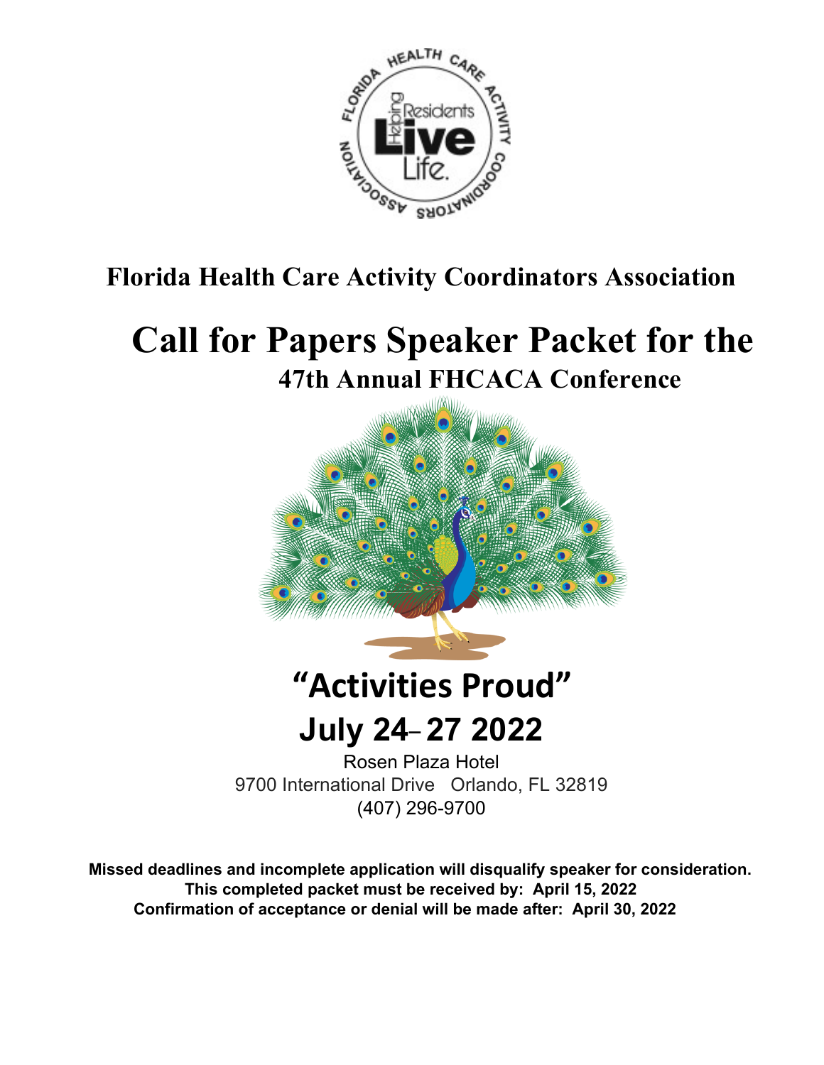**Florida Health Care Activity Coordinators Association**

# Call for Papers Speaker Packet for the

## 47th Annual FHCACA Conference

## "Activities Proud"

## July 24– 27 2022

Rosen Plaza Hotel
9700 International Drive Orlando, FL 32819
(407) 296-9700

**Missed deadlines and incomplete application will disqualify speaker for consideration.**
**This completed packet must be received by: April 15, 2022**
**Confirmation of acceptance or denial will be made after: April 30, 2022**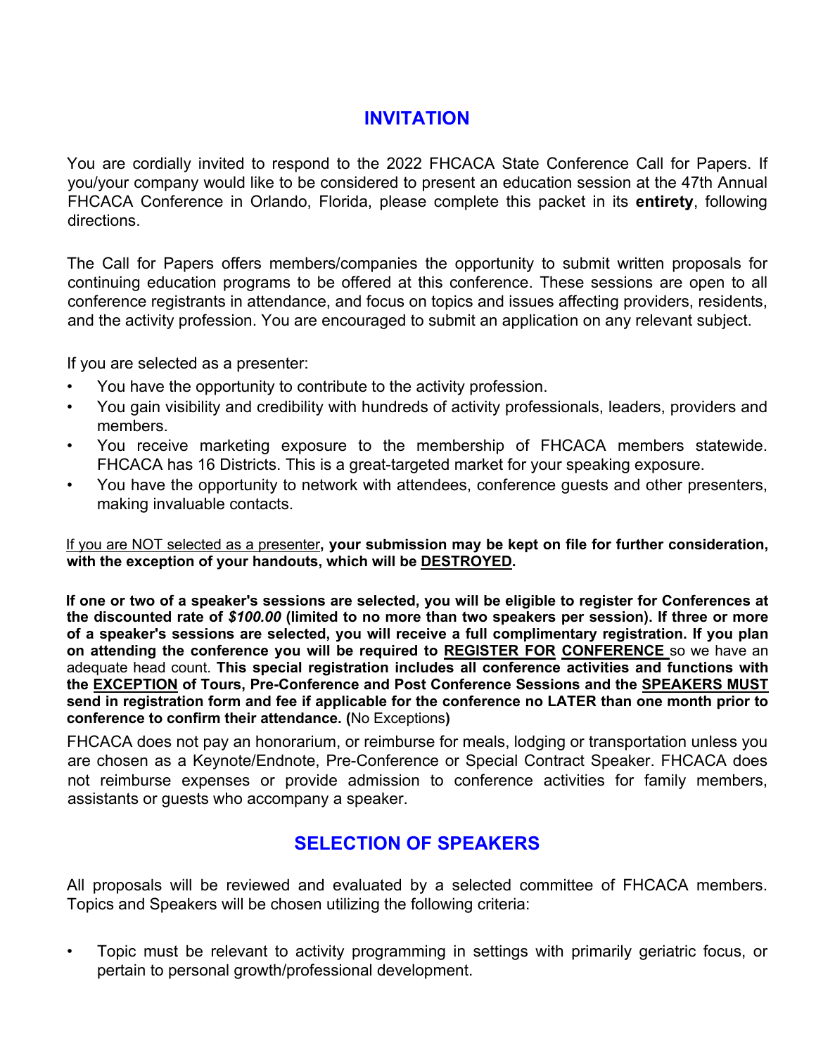## INVITATION

You are cordially invited to respond to the 2022 FHCACA State Conference Call for Papers. If you/your company would like to be considered to present an education session at the 47th Annual FHCACA Conference in Orlando, Florida, please complete this packet in its **entirety**, following directions.

The Call for Papers offers members/companies the opportunity to submit written proposals for continuing education programs to be offered at this conference. These sessions are open to all conference registrants in attendance, and focus on topics and issues affecting providers, residents, and the activity profession. You are encouraged to submit an application on any relevant subject.

If you are selected as a presenter:

- You have the opportunity to contribute to the activity profession.
- You gain visibility and credibility with hundreds of activity professionals, leaders, providers and members.
- You receive marketing exposure to the membership of FHCACA members statewide. FHCACA has 16 Districts. This is a great-targeted market for your speaking exposure.
- You have the opportunity to network with attendees, conference guests and other presenters, making invaluable contacts.

If you are NOT selected as a presenter**, your submission may be kept on file for further consideration, with the exception of your handouts, which will be DESTROYED.**

**If one or two of a speaker's sessions are selected, you will be eligible to register for Conferences at the discounted rate of *$100.00* (limited to no more than two speakers per session). If three or more of a speaker's sessions are selected, you will receive a full complimentary registration. If you plan on attending the conference you will be required to REGISTER FOR CONFERENCE** so we have an adequate head count. **This special registration includes all conference activities and functions with the EXCEPTION of Tours, Pre-Conference and Post Conference Sessions and the SPEAKERS MUST send in registration form and fee if applicable for the conference no LATER than one month prior to conference to confirm their attendance. (**No Exceptions**)**

FHCACA does not pay an honorarium, or reimburse for meals, lodging or transportation unless you are chosen as a Keynote/Endnote, Pre-Conference or Special Contract Speaker. FHCACA does not reimburse expenses or provide admission to conference activities for family members, assistants or guests who accompany a speaker.

## SELECTION OF SPEAKERS

All proposals will be reviewed and evaluated by a selected committee of FHCACA members. Topics and Speakers will be chosen utilizing the following criteria:

- Topic must be relevant to activity programming in settings with primarily geriatric focus, or pertain to personal growth/professional development.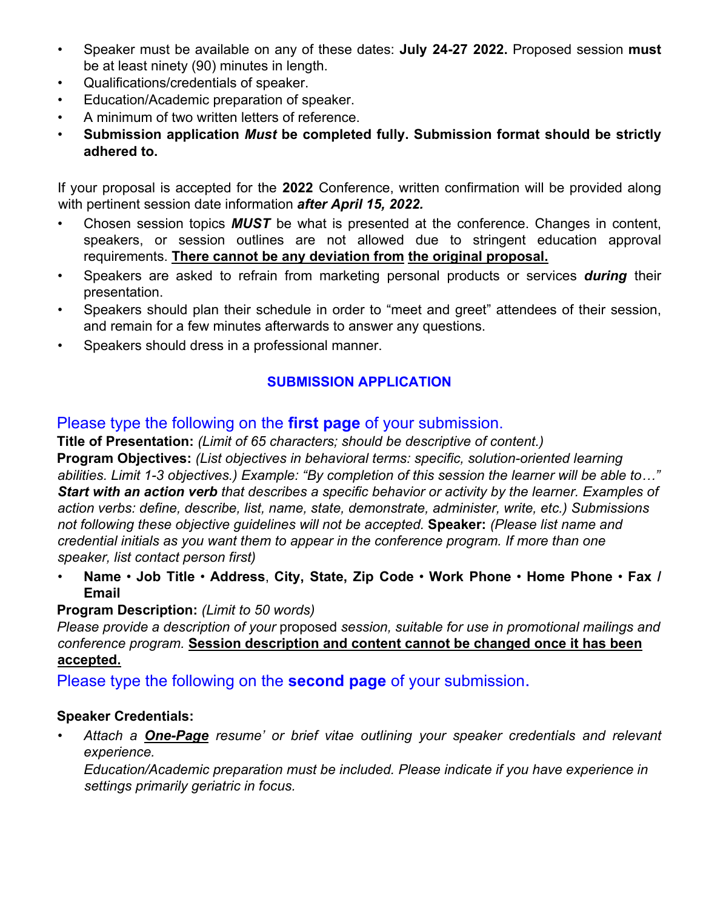- Speaker must be available on any of these dates: **July 24-27 2022.** Proposed session **must** be at least ninety (90) minutes in length.
- Qualifications/credentials of speaker.
- Education/Academic preparation of speaker.
- A minimum of two written letters of reference.
- **Submission application *Must* be completed fully. Submission format should be strictly adhered to.**

If your proposal is accepted for the **2022** Conference, written confirmation will be provided along with pertinent session date information ***after April 15, 2022.***

- Chosen session topics ***MUST*** be what is presented at the conference. Changes in content, speakers, or session outlines are not allowed due to stringent education approval requirements. **<u>There cannot be any deviation from</u> <u>the original proposal.</u>**
- Speakers are asked to refrain from marketing personal products or services ***during*** their presentation.
- Speakers should plan their schedule in order to "meet and greet" attendees of their session, and remain for a few minutes afterwards to answer any questions.
- Speakers should dress in a professional manner.

## SUBMISSION APPLICATION

### Please type the following on the **first page** of your submission.

**Title of Presentation:** *(Limit of 65 characters; should be descriptive of content.)*
**Program Objectives:** *(List objectives in behavioral terms: specific, solution-oriented learning abilities. Limit 1-3 objectives.) Example: "By completion of this session the learner will be able to…"* ***Start with an action verb*** *that describes a specific behavior or activity by the learner. Examples of action verbs: define, describe, list, name, state, demonstrate, administer, write, etc.) Submissions not following these objective guidelines will not be accepted.* **Speaker:** *(Please list name and credential initials as you want them to appear in the conference program. If more than one speaker, list contact person first)*

- **Name • Job Title • Address**, **City, State, Zip Code • Work Phone • Home Phone • Fax / Email**

**Program Description:** *(Limit to 50 words)*
*Please provide a description of your* proposed *session, suitable for use in promotional mailings and conference program.* **<u>Session description and content cannot be changed once it has been accepted.</u>**

### Please type the following on the **second page** of your submission.

**Speaker Credentials:**

- *Attach a **<u>One-Page</u>** resume' or brief vitae outlining your speaker credentials and relevant experience.*
  *Education/Academic preparation must be included. Please indicate if you have experience in settings primarily geriatric in focus.*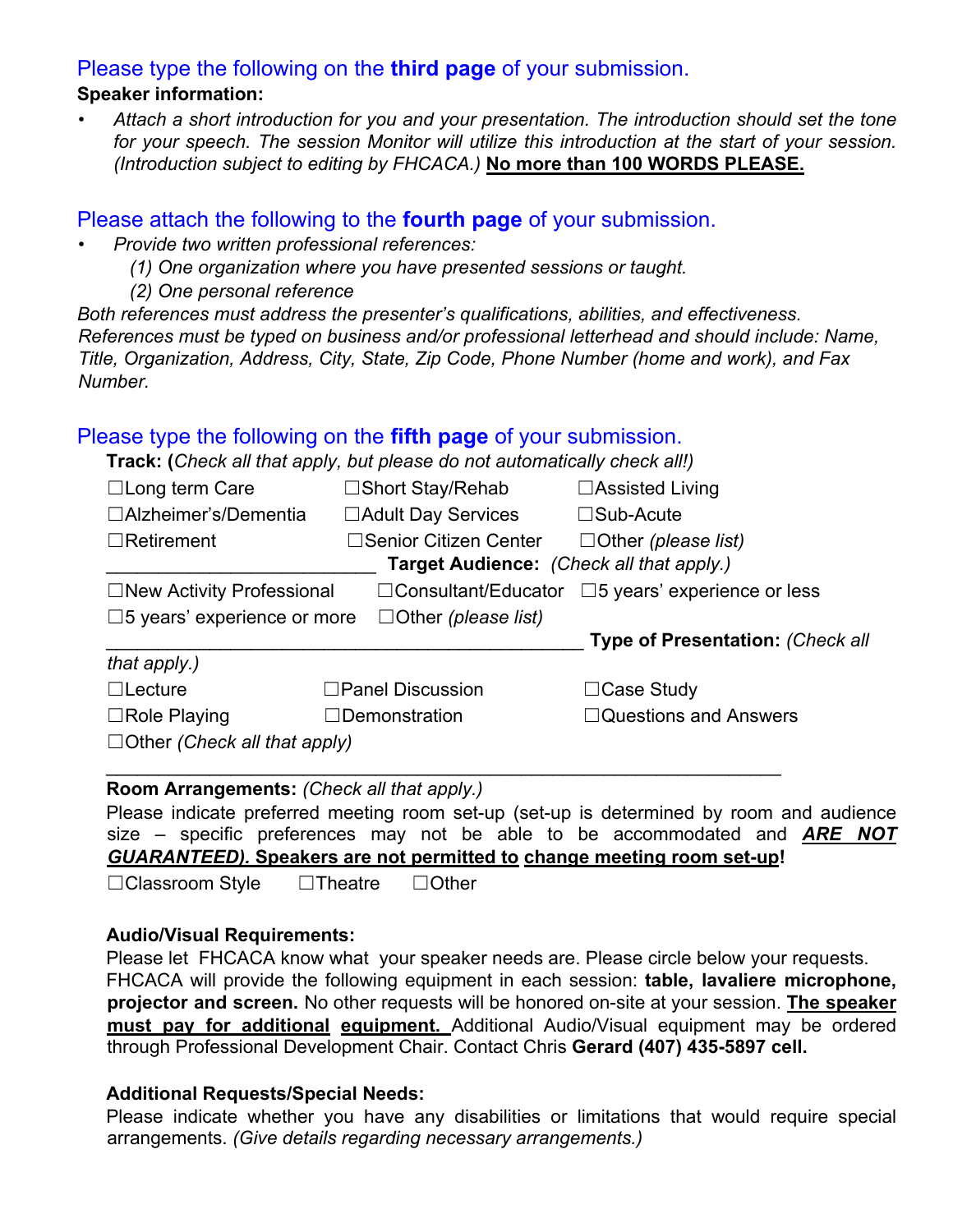## Please type the following on the **third page** of your submission.

**Speaker information:**

- *Attach a short introduction for you and your presentation. The introduction should set the tone for your speech. The session Monitor will utilize this introduction at the start of your session. (Introduction subject to editing by FHCACA.)* **No more than 100 WORDS PLEASE.**

## Please attach the following to the **fourth page** of your submission.

- *Provide two written professional references:*
  - *(1) One organization where you have presented sessions or taught.*
  - *(2) One personal reference*

*Both references must address the presenter's qualifications, abilities, and effectiveness. References must be typed on business and/or professional letterhead and should include: Name, Title, Organization, Address, City, State, Zip Code, Phone Number (home and work), and Fax Number.*

## Please type the following on the **fifth page** of your submission.

**Track: (***Check all that apply, but please do not automatically check all!)*

☐Long term Care ☐Short Stay/Rehab ☐Assisted Living
☐Alzheimer's/Dementia ☐Adult Day Services ☐Sub-Acute
☐Retirement ☐Senior Citizen Center ☐Other *(please list)*

_________________________

**Target Audience:** *(Check all that apply.)*

☐New Activity Professional ☐Consultant/Educator ☐5 years' experience or less
☐5 years' experience or more ☐Other *(please list)*

_____________________________________________

**Type of Presentation:** *(Check all that apply.)*

☐Lecture ☐Panel Discussion ☐Case Study
☐Role Playing ☐Demonstration ☐Questions and Answers
☐Other *(Check all that apply)*

_______________________________________________________________

**Room Arrangements:** *(Check all that apply.)*

Please indicate preferred meeting room set-up (set-up is determined by room and audience size – specific preferences may not be able to be accommodated and ***ARE NOT GUARANTEED).*** **Speakers are not permitted to change meeting room set-up!**

☐Classroom Style ☐Theatre ☐Other

**Audio/Visual Requirements:**

Please let FHCACA know what your speaker needs are. Please circle below your requests. FHCACA will provide the following equipment in each session: **table, lavaliere microphone, projector and screen.** No other requests will be honored on-site at your session. **The speaker must pay for additional equipment.** Additional Audio/Visual equipment may be ordered through Professional Development Chair. Contact Chris **Gerard (407) 435-5897 cell.**

**Additional Requests/Special Needs:**

Please indicate whether you have any disabilities or limitations that would require special arrangements. *(Give details regarding necessary arrangements.)*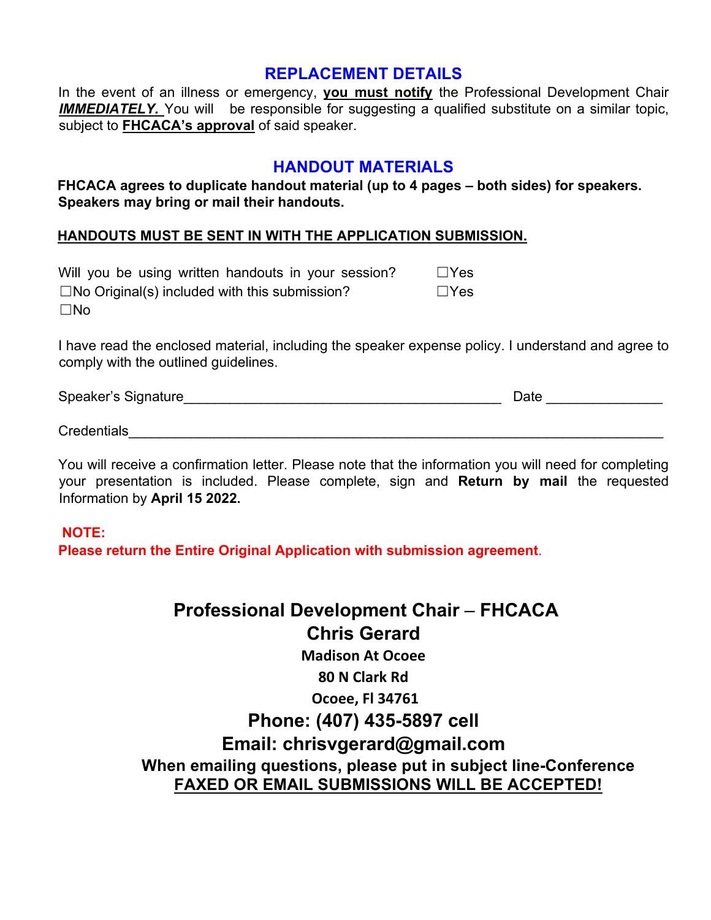## REPLACEMENT DETAILS

In the event of an illness or emergency, **you must notify** the Professional Development Chair ***IMMEDIATELY.*** You will be responsible for suggesting a qualified substitute on a similar topic, subject to **FHCACA's approval** of said speaker.

## HANDOUT MATERIALS

**FHCACA agrees to duplicate handout material (up to 4 pages – both sides) for speakers. Speakers may bring or mail their handouts.**

**HANDOUTS MUST BE SENT IN WITH THE APPLICATION SUBMISSION.**

Will you be using written handouts in your session? ☐Yes
☐No Original(s) included with this submission? ☐Yes
☐No

I have read the enclosed material, including the speaker expense policy. I understand and agree to comply with the outlined guidelines.

Speaker's Signature_________________________________________ Date _______________

Credentials______________________________________________________________________

You will receive a confirmation letter. Please note that the information you will need for completing your presentation is included. Please complete, sign and **Return by mail** the requested Information by **April 15 2022.**

**NOTE:**
**Please return the Entire Original Application with submission agreement**.

**Professional Development Chair – FHCACA**
**Chris Gerard**
**Madison At Ocoee**
**80 N Clark Rd**
**Ocoee, Fl 34761**
**Phone: (407) 435-5897 cell**
**Email: chrisvgerard@gmail.com**
**When emailing questions, please put in subject line-Conference**
**FAXED OR EMAIL SUBMISSIONS WILL BE ACCEPTED!**